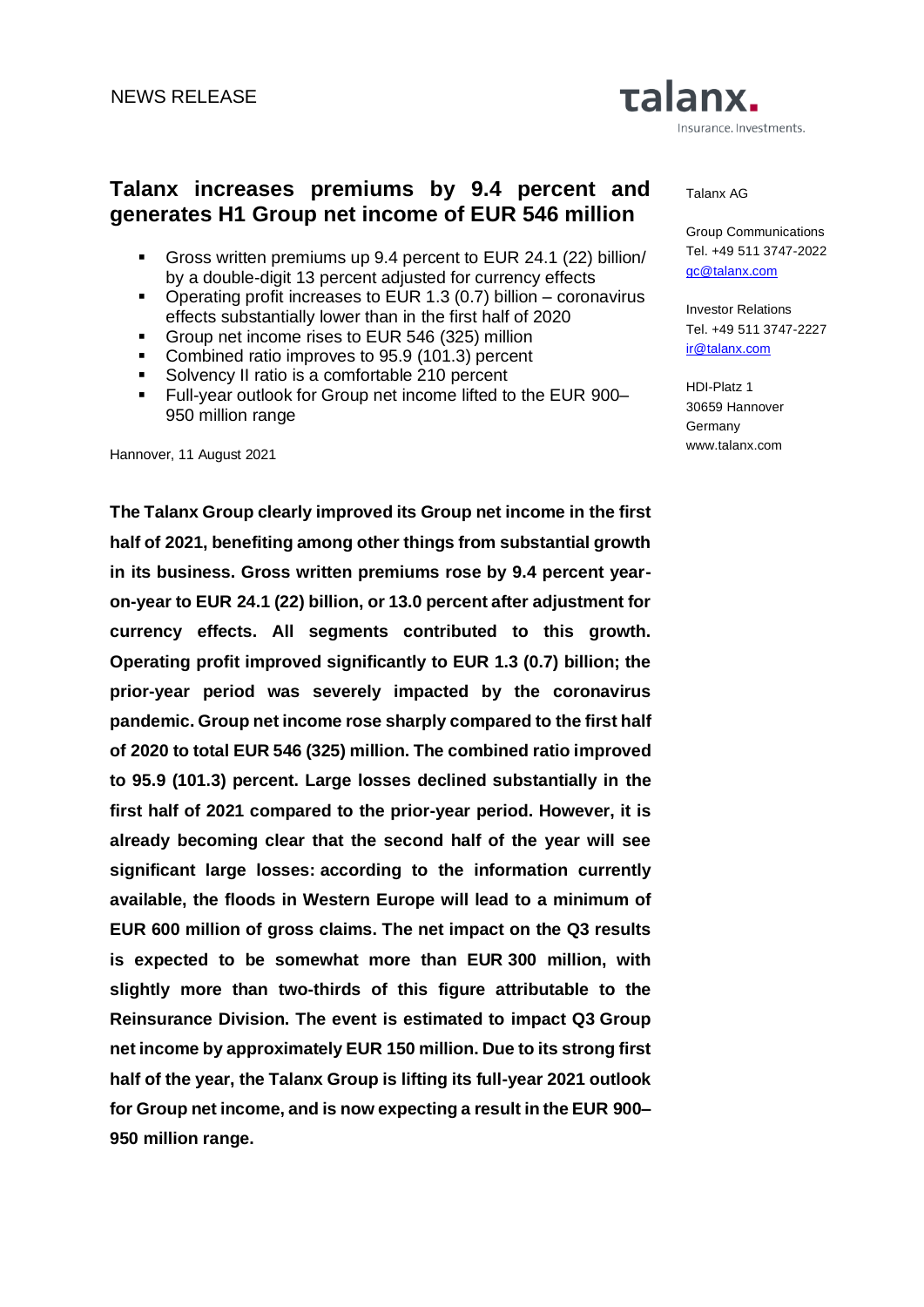NEWS RELEASE

# Talanx increases premiums by 9.4 percent and generates H1 Group net income of EUR 546 million

- Gross written premiums up 9.4 percent to EUR 24.1 (22) billion/ by a double-digit 13 percent adjusted for currency effects
- Operating profit increases to EUR 1.3 (0.7) billion – coronavirus effects substantially lower than in the first half of 2020
- Group net income rises to EUR 546 (325) million
- Combined ratio improves to 95.9 (101.3) percent
- Solvency II ratio is a comfortable 210 percent
- Full-year outlook for Group net income lifted to the EUR 900–950 million range

Hannover, 11 August 2021

**The Talanx Group clearly improved its Group net income in the first half of 2021, benefiting among other things from substantial growth in its business. Gross written premiums rose by 9.4 percent year-on-year to EUR 24.1 (22) billion, or 13.0 percent after adjustment for currency effects. All segments contributed to this growth. Operating profit improved significantly to EUR 1.3 (0.7) billion; the prior-year period was severely impacted by the coronavirus pandemic. Group net income rose sharply compared to the first half of 2020 to total EUR 546 (325) million. The combined ratio improved to 95.9 (101.3) percent. Large losses declined substantially in the first half of 2021 compared to the prior-year period. However, it is already becoming clear that the second half of the year will see significant large losses: according to the information currently available, the floods in Western Europe will lead to a minimum of EUR 600 million of gross claims. The net impact on the Q3 results is expected to be somewhat more than EUR 300 million, with slightly more than two-thirds of this figure attributable to the Reinsurance Division. The event is estimated to impact Q3 Group net income by approximately EUR 150 million. Due to its strong first half of the year, the Talanx Group is lifting its full-year 2021 outlook for Group net income, and is now expecting a result in the EUR 900–950 million range.**

Talanx AG

Group Communications
Tel. +49 511 3747-2022
gc@talanx.com

Investor Relations
Tel. +49 511 3747-2227
ir@talanx.com

HDI-Platz 1
30659 Hannover
Germany
www.talanx.com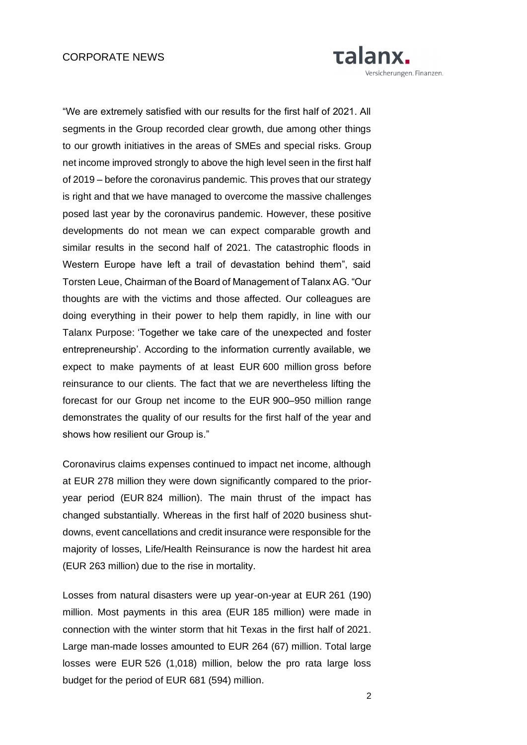"We are extremely satisfied with our results for the first half of 2021. All segments in the Group recorded clear growth, due among other things to our growth initiatives in the areas of SMEs and special risks. Group net income improved strongly to above the high level seen in the first half of 2019 – before the coronavirus pandemic. This proves that our strategy is right and that we have managed to overcome the massive challenges posed last year by the coronavirus pandemic. However, these positive developments do not mean we can expect comparable growth and similar results in the second half of 2021. The catastrophic floods in Western Europe have left a trail of devastation behind them", said Torsten Leue, Chairman of the Board of Management of Talanx AG. "Our thoughts are with the victims and those affected. Our colleagues are doing everything in their power to help them rapidly, in line with our Talanx Purpose: 'Together we take care of the unexpected and foster entrepreneurship'. According to the information currently available, we expect to make payments of at least EUR 600 million gross before reinsurance to our clients. The fact that we are nevertheless lifting the forecast for our Group net income to the EUR 900–950 million range demonstrates the quality of our results for the first half of the year and shows how resilient our Group is."

Coronavirus claims expenses continued to impact net income, although at EUR 278 million they were down significantly compared to the prior-year period (EUR 824 million). The main thrust of the impact has changed substantially. Whereas in the first half of 2020 business shut-downs, event cancellations and credit insurance were responsible for the majority of losses, Life/Health Reinsurance is now the hardest hit area (EUR 263 million) due to the rise in mortality.

Losses from natural disasters were up year-on-year at EUR 261 (190) million. Most payments in this area (EUR 185 million) were made in connection with the winter storm that hit Texas in the first half of 2021. Large man-made losses amounted to EUR 264 (67) million. Total large losses were EUR 526 (1,018) million, below the pro rata large loss budget for the period of EUR 681 (594) million.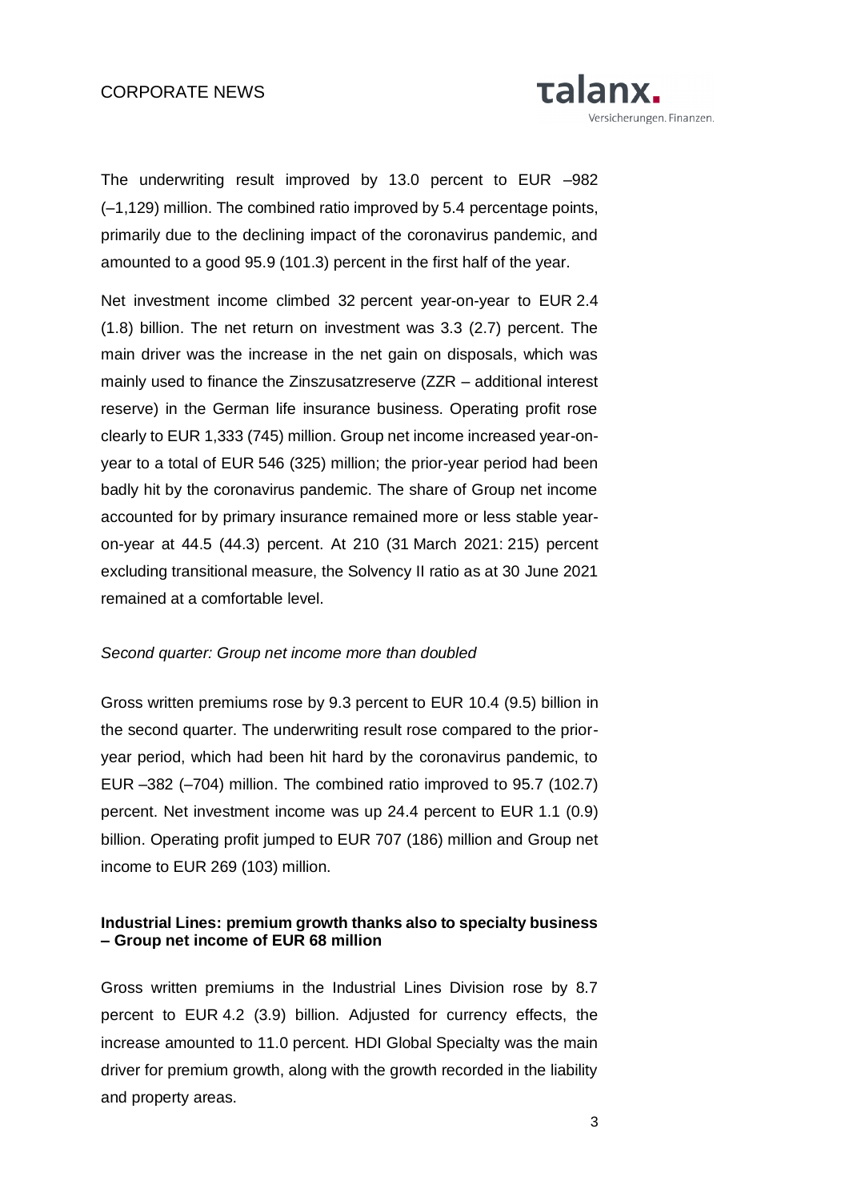The underwriting result improved by 13.0 percent to EUR –982 (–1,129) million. The combined ratio improved by 5.4 percentage points, primarily due to the declining impact of the coronavirus pandemic, and amounted to a good 95.9 (101.3) percent in the first half of the year.

Net investment income climbed 32 percent year-on-year to EUR 2.4 (1.8) billion. The net return on investment was 3.3 (2.7) percent. The main driver was the increase in the net gain on disposals, which was mainly used to finance the Zinszusatzreserve (ZZR – additional interest reserve) in the German life insurance business. Operating profit rose clearly to EUR 1,333 (745) million. Group net income increased year-on-year to a total of EUR 546 (325) million; the prior-year period had been badly hit by the coronavirus pandemic. The share of Group net income accounted for by primary insurance remained more or less stable year-on-year at 44.5 (44.3) percent. At 210 (31 March 2021: 215) percent excluding transitional measure, the Solvency II ratio as at 30 June 2021 remained at a comfortable level.

*Second quarter: Group net income more than doubled*

Gross written premiums rose by 9.3 percent to EUR 10.4 (9.5) billion in the second quarter. The underwriting result rose compared to the prior-year period, which had been hit hard by the coronavirus pandemic, to EUR –382 (–704) million. The combined ratio improved to 95.7 (102.7) percent. Net investment income was up 24.4 percent to EUR 1.1 (0.9) billion. Operating profit jumped to EUR 707 (186) million and Group net income to EUR 269 (103) million.

**Industrial Lines: premium growth thanks also to specialty business – Group net income of EUR 68 million**

Gross written premiums in the Industrial Lines Division rose by 8.7 percent to EUR 4.2 (3.9) billion. Adjusted for currency effects, the increase amounted to 11.0 percent. HDI Global Specialty was the main driver for premium growth, along with the growth recorded in the liability and property areas.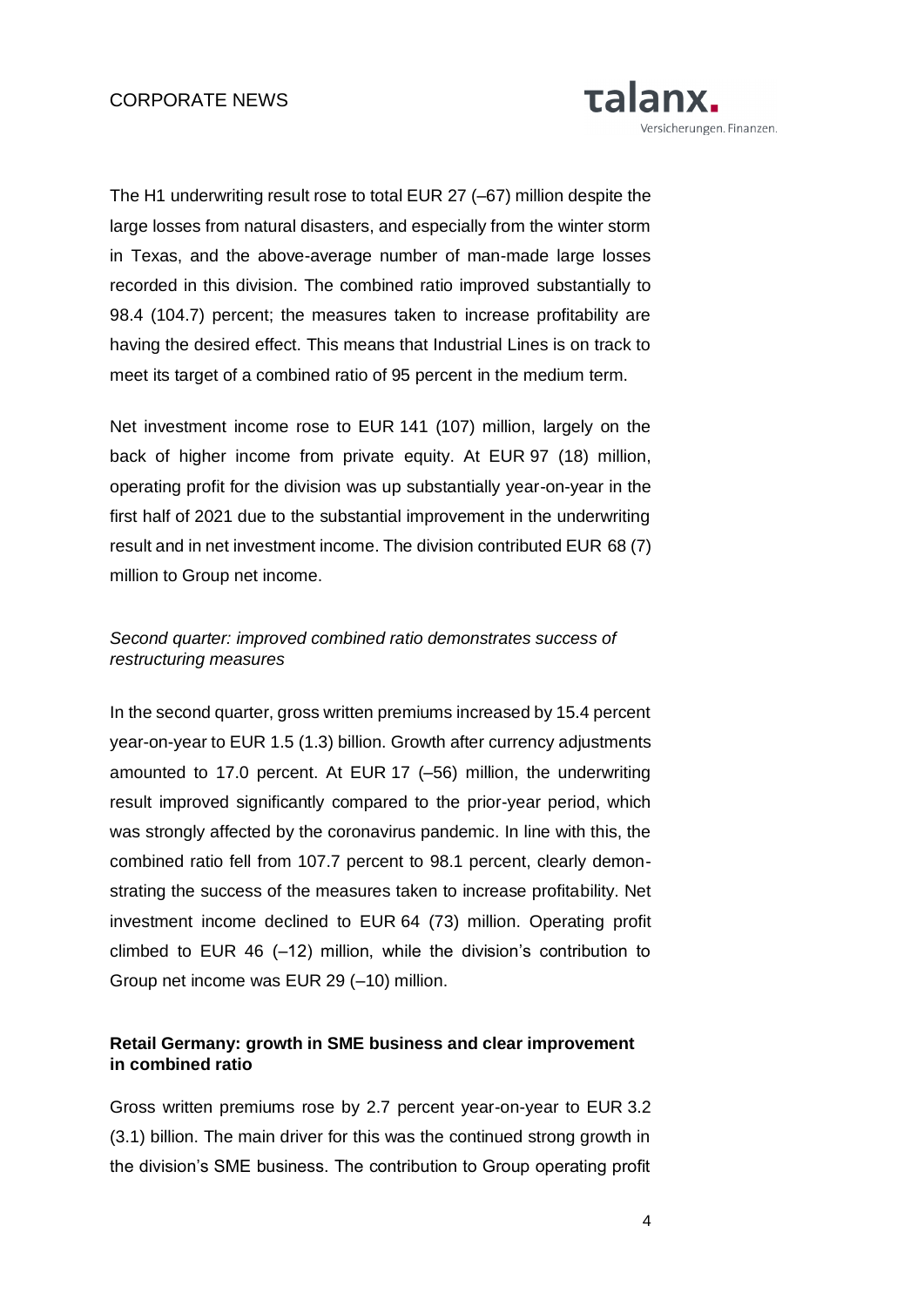The H1 underwriting result rose to total EUR 27 (–67) million despite the large losses from natural disasters, and especially from the winter storm in Texas, and the above-average number of man-made large losses recorded in this division. The combined ratio improved substantially to 98.4 (104.7) percent; the measures taken to increase profitability are having the desired effect. This means that Industrial Lines is on track to meet its target of a combined ratio of 95 percent in the medium term.

Net investment income rose to EUR 141 (107) million, largely on the back of higher income from private equity. At EUR 97 (18) million, operating profit for the division was up substantially year-on-year in the first half of 2021 due to the substantial improvement in the underwriting result and in net investment income. The division contributed EUR 68 (7) million to Group net income.

*Second quarter: improved combined ratio demonstrates success of restructuring measures*

In the second quarter, gross written premiums increased by 15.4 percent year-on-year to EUR 1.5 (1.3) billion. Growth after currency adjustments amounted to 17.0 percent. At EUR 17 (–56) million, the underwriting result improved significantly compared to the prior-year period, which was strongly affected by the coronavirus pandemic. In line with this, the combined ratio fell from 107.7 percent to 98.1 percent, clearly demonstrating the success of the measures taken to increase profitability. Net investment income declined to EUR 64 (73) million. Operating profit climbed to EUR 46 (–12) million, while the division's contribution to Group net income was EUR 29 (–10) million.

**Retail Germany: growth in SME business and clear improvement in combined ratio**

Gross written premiums rose by 2.7 percent year-on-year to EUR 3.2 (3.1) billion. The main driver for this was the continued strong growth in the division's SME business. The contribution to Group operating profit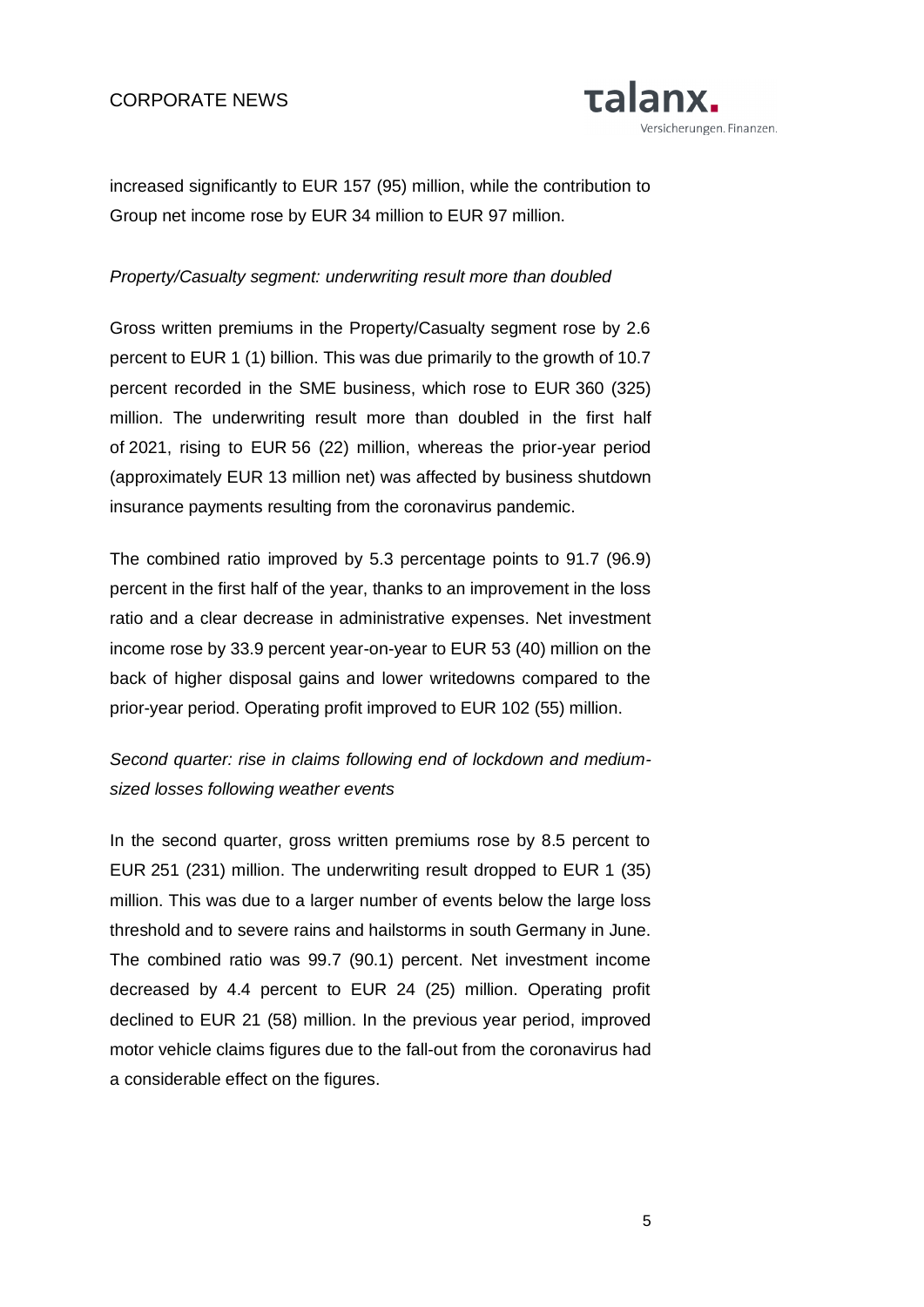increased significantly to EUR 157 (95) million, while the contribution to Group net income rose by EUR 34 million to EUR 97 million.

*Property/Casualty segment: underwriting result more than doubled*

Gross written premiums in the Property/Casualty segment rose by 2.6 percent to EUR 1 (1) billion. This was due primarily to the growth of 10.7 percent recorded in the SME business, which rose to EUR 360 (325) million. The underwriting result more than doubled in the first half of 2021, rising to EUR 56 (22) million, whereas the prior-year period (approximately EUR 13 million net) was affected by business shutdown insurance payments resulting from the coronavirus pandemic.

The combined ratio improved by 5.3 percentage points to 91.7 (96.9) percent in the first half of the year, thanks to an improvement in the loss ratio and a clear decrease in administrative expenses. Net investment income rose by 33.9 percent year-on-year to EUR 53 (40) million on the back of higher disposal gains and lower writedowns compared to the prior-year period. Operating profit improved to EUR 102 (55) million.

*Second quarter: rise in claims following end of lockdown and medium-sized losses following weather events*

In the second quarter, gross written premiums rose by 8.5 percent to EUR 251 (231) million. The underwriting result dropped to EUR 1 (35) million. This was due to a larger number of events below the large loss threshold and to severe rains and hailstorms in south Germany in June. The combined ratio was 99.7 (90.1) percent. Net investment income decreased by 4.4 percent to EUR 24 (25) million. Operating profit declined to EUR 21 (58) million. In the previous year period, improved motor vehicle claims figures due to the fall-out from the coronavirus had a considerable effect on the figures.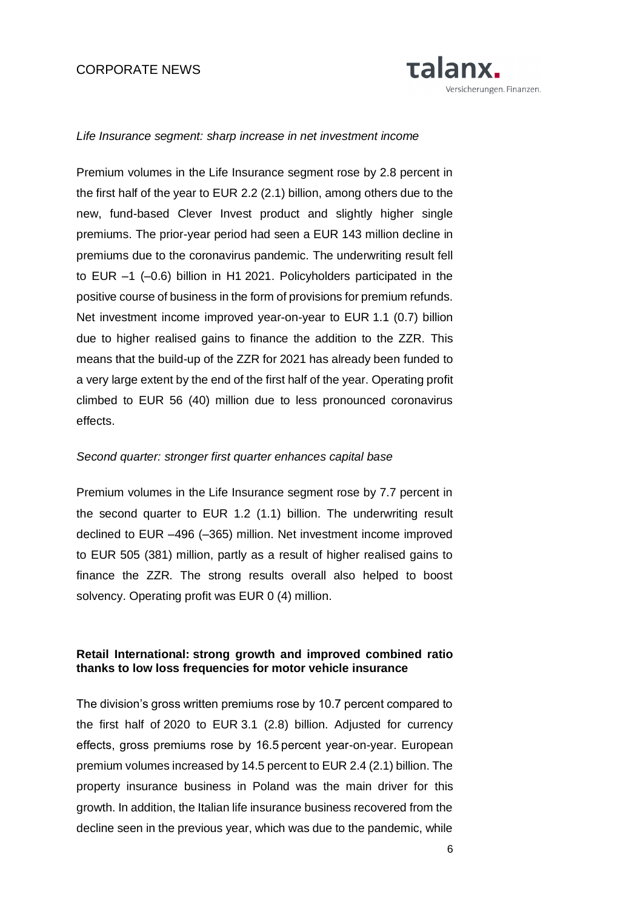*Life Insurance segment: sharp increase in net investment income*

Premium volumes in the Life Insurance segment rose by 2.8 percent in the first half of the year to EUR 2.2 (2.1) billion, among others due to the new, fund-based Clever Invest product and slightly higher single premiums. The prior-year period had seen a EUR 143 million decline in premiums due to the coronavirus pandemic. The underwriting result fell to EUR –1 (–0.6) billion in H1 2021. Policyholders participated in the positive course of business in the form of provisions for premium refunds. Net investment income improved year-on-year to EUR 1.1 (0.7) billion due to higher realised gains to finance the addition to the ZZR. This means that the build-up of the ZZR for 2021 has already been funded to a very large extent by the end of the first half of the year. Operating profit climbed to EUR 56 (40) million due to less pronounced coronavirus effects.

*Second quarter: stronger first quarter enhances capital base*

Premium volumes in the Life Insurance segment rose by 7.7 percent in the second quarter to EUR 1.2 (1.1) billion. The underwriting result declined to EUR –496 (–365) million. Net investment income improved to EUR 505 (381) million, partly as a result of higher realised gains to finance the ZZR. The strong results overall also helped to boost solvency. Operating profit was EUR 0 (4) million.

**Retail International: strong growth and improved combined ratio thanks to low loss frequencies for motor vehicle insurance**

The division's gross written premiums rose by 10.7 percent compared to the first half of 2020 to EUR 3.1 (2.8) billion. Adjusted for currency effects, gross premiums rose by 16.5 percent year-on-year. European premium volumes increased by 14.5 percent to EUR 2.4 (2.1) billion. The property insurance business in Poland was the main driver for this growth. In addition, the Italian life insurance business recovered from the decline seen in the previous year, which was due to the pandemic, while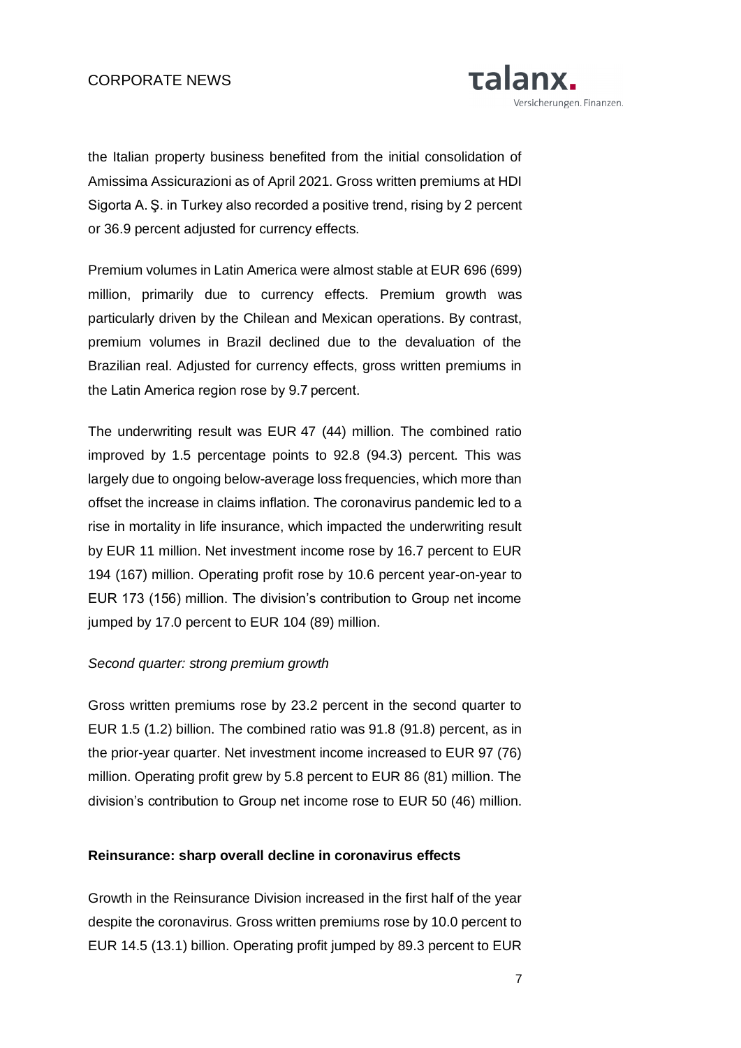the Italian property business benefited from the initial consolidation of Amissima Assicurazioni as of April 2021. Gross written premiums at HDI Sigorta A. Ş. in Turkey also recorded a positive trend, rising by 2 percent or 36.9 percent adjusted for currency effects.

Premium volumes in Latin America were almost stable at EUR 696 (699) million, primarily due to currency effects. Premium growth was particularly driven by the Chilean and Mexican operations. By contrast, premium volumes in Brazil declined due to the devaluation of the Brazilian real. Adjusted for currency effects, gross written premiums in the Latin America region rose by 9.7 percent.

The underwriting result was EUR 47 (44) million. The combined ratio improved by 1.5 percentage points to 92.8 (94.3) percent. This was largely due to ongoing below-average loss frequencies, which more than offset the increase in claims inflation. The coronavirus pandemic led to a rise in mortality in life insurance, which impacted the underwriting result by EUR 11 million. Net investment income rose by 16.7 percent to EUR 194 (167) million. Operating profit rose by 10.6 percent year-on-year to EUR 173 (156) million. The division's contribution to Group net income jumped by 17.0 percent to EUR 104 (89) million.

*Second quarter: strong premium growth*

Gross written premiums rose by 23.2 percent in the second quarter to EUR 1.5 (1.2) billion. The combined ratio was 91.8 (91.8) percent, as in the prior-year quarter. Net investment income increased to EUR 97 (76) million. Operating profit grew by 5.8 percent to EUR 86 (81) million. The division's contribution to Group net income rose to EUR 50 (46) million.

**Reinsurance: sharp overall decline in coronavirus effects**

Growth in the Reinsurance Division increased in the first half of the year despite the coronavirus. Gross written premiums rose by 10.0 percent to EUR 14.5 (13.1) billion. Operating profit jumped by 89.3 percent to EUR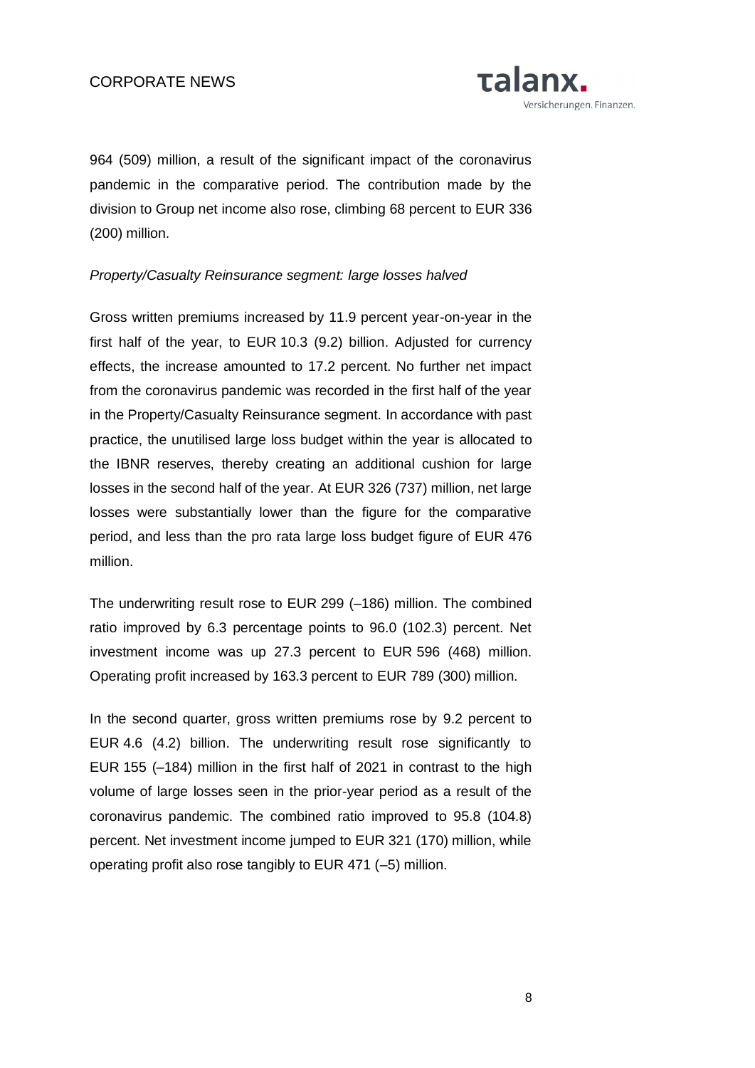964 (509) million, a result of the significant impact of the coronavirus pandemic in the comparative period. The contribution made by the division to Group net income also rose, climbing 68 percent to EUR 336 (200) million.

*Property/Casualty Reinsurance segment: large losses halved*

Gross written premiums increased by 11.9 percent year-on-year in the first half of the year, to EUR 10.3 (9.2) billion. Adjusted for currency effects, the increase amounted to 17.2 percent. No further net impact from the coronavirus pandemic was recorded in the first half of the year in the Property/Casualty Reinsurance segment. In accordance with past practice, the unutilised large loss budget within the year is allocated to the IBNR reserves, thereby creating an additional cushion for large losses in the second half of the year. At EUR 326 (737) million, net large losses were substantially lower than the figure for the comparative period, and less than the pro rata large loss budget figure of EUR 476 million.

The underwriting result rose to EUR 299 (–186) million. The combined ratio improved by 6.3 percentage points to 96.0 (102.3) percent. Net investment income was up 27.3 percent to EUR 596 (468) million. Operating profit increased by 163.3 percent to EUR 789 (300) million.

In the second quarter, gross written premiums rose by 9.2 percent to EUR 4.6 (4.2) billion. The underwriting result rose significantly to EUR 155 (–184) million in the first half of 2021 in contrast to the high volume of large losses seen in the prior-year period as a result of the coronavirus pandemic. The combined ratio improved to 95.8 (104.8) percent. Net investment income jumped to EUR 321 (170) million, while operating profit also rose tangibly to EUR 471 (–5) million.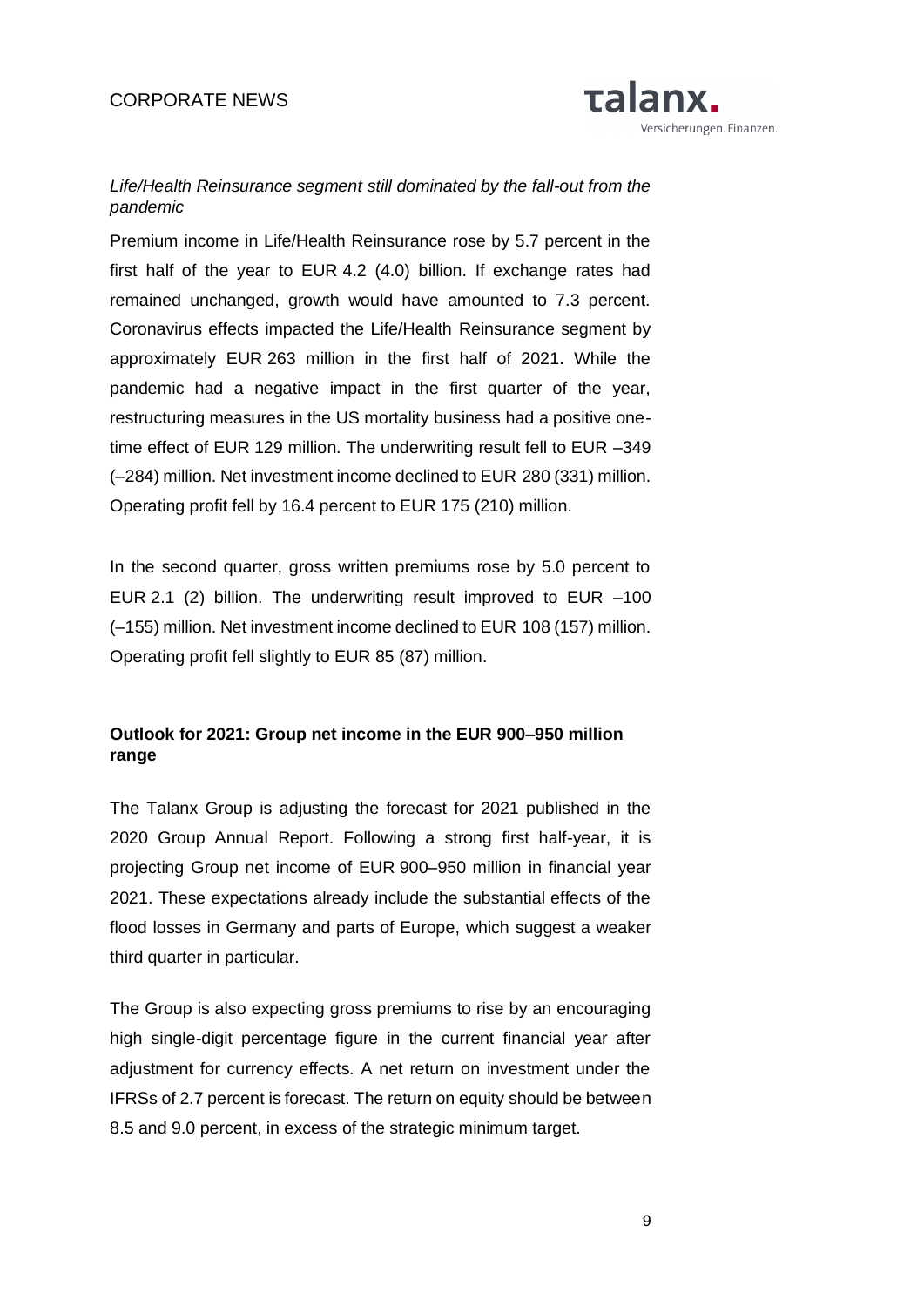*Life/Health Reinsurance segment still dominated by the fall-out from the pandemic*

Premium income in Life/Health Reinsurance rose by 5.7 percent in the first half of the year to EUR 4.2 (4.0) billion. If exchange rates had remained unchanged, growth would have amounted to 7.3 percent. Coronavirus effects impacted the Life/Health Reinsurance segment by approximately EUR 263 million in the first half of 2021. While the pandemic had a negative impact in the first quarter of the year, restructuring measures in the US mortality business had a positive one-time effect of EUR 129 million. The underwriting result fell to EUR –349 (–284) million. Net investment income declined to EUR 280 (331) million. Operating profit fell by 16.4 percent to EUR 175 (210) million.

In the second quarter, gross written premiums rose by 5.0 percent to EUR 2.1 (2) billion. The underwriting result improved to EUR –100 (–155) million. Net investment income declined to EUR 108 (157) million. Operating profit fell slightly to EUR 85 (87) million.

**Outlook for 2021: Group net income in the EUR 900–950 million range**

The Talanx Group is adjusting the forecast for 2021 published in the 2020 Group Annual Report. Following a strong first half-year, it is projecting Group net income of EUR 900–950 million in financial year 2021. These expectations already include the substantial effects of the flood losses in Germany and parts of Europe, which suggest a weaker third quarter in particular.

The Group is also expecting gross premiums to rise by an encouraging high single-digit percentage figure in the current financial year after adjustment for currency effects. A net return on investment under the IFRSs of 2.7 percent is forecast. The return on equity should be between 8.5 and 9.0 percent, in excess of the strategic minimum target.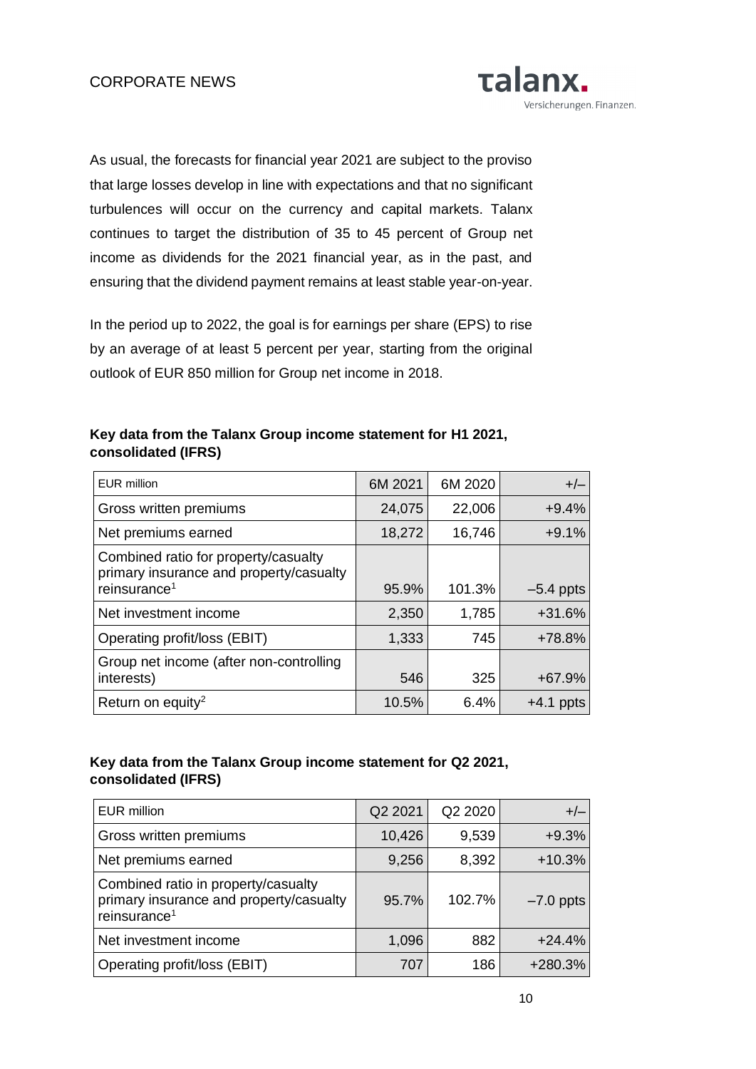As usual, the forecasts for financial year 2021 are subject to the proviso that large losses develop in line with expectations and that no significant turbulences will occur on the currency and capital markets. Talanx continues to target the distribution of 35 to 45 percent of Group net income as dividends for the 2021 financial year, as in the past, and ensuring that the dividend payment remains at least stable year-on-year.

In the period up to 2022, the goal is for earnings per share (EPS) to rise by an average of at least 5 percent per year, starting from the original outlook of EUR 850 million for Group net income in 2018.

**Key data from the Talanx Group income statement for H1 2021, consolidated (IFRS)**

| EUR million | 6M 2021 | 6M 2020 | +/– |
|---|---|---|---|
| Gross written premiums | 24,075 | 22,006 | +9.4% |
| Net premiums earned | 18,272 | 16,746 | +9.1% |
| Combined ratio for property/casualty primary insurance and property/casualty reinsurance[1] | 95.9% | 101.3% | –5.4 ppts |
| Net investment income | 2,350 | 1,785 | +31.6% |
| Operating profit/loss (EBIT) | 1,333 | 745 | +78.8% |
| Group net income (after non-controlling interests) | 546 | 325 | +67.9% |
| Return on equity[2] | 10.5% | 6.4% | +4.1 ppts |

**Key data from the Talanx Group income statement for Q2 2021, consolidated (IFRS)**

| EUR million | Q2 2021 | Q2 2020 | +/– |
|---|---|---|---|
| Gross written premiums | 10,426 | 9,539 | +9.3% |
| Net premiums earned | 9,256 | 8,392 | +10.3% |
| Combined ratio in property/casualty primary insurance and property/casualty reinsurance[1] | 95.7% | 102.7% | –7.0 ppts |
| Net investment income | 1,096 | 882 | +24.4% |
| Operating profit/loss (EBIT) | 707 | 186 | +280.3% |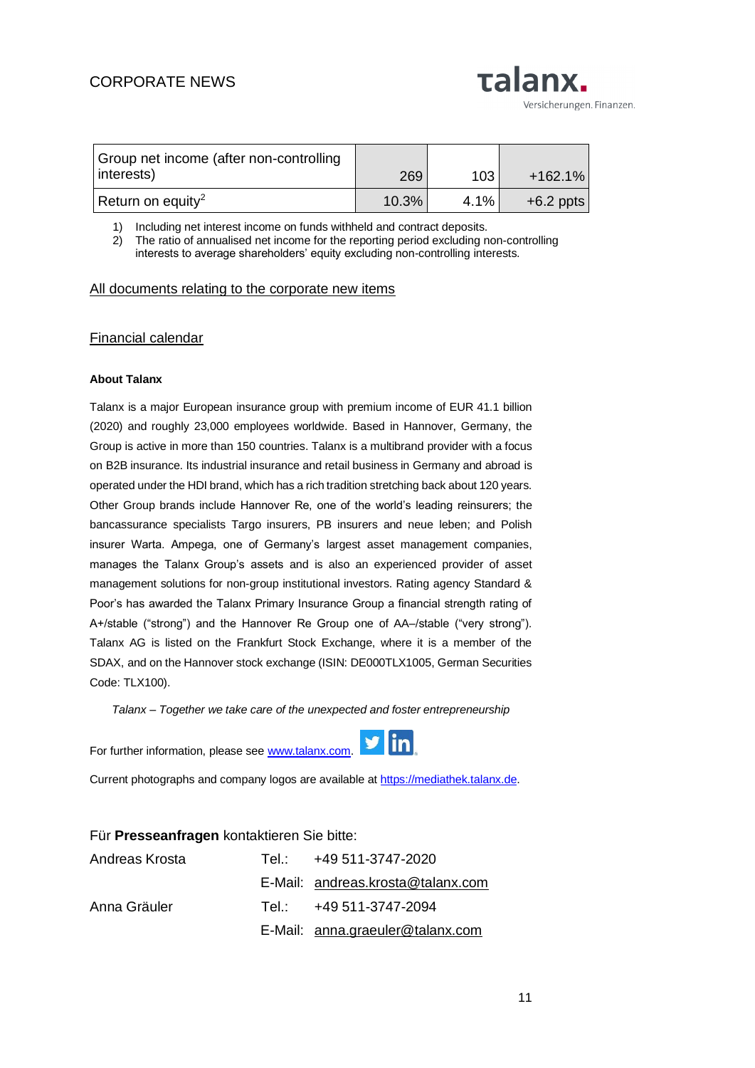| | | | |
|---|---|---|---|
| Group net income (after non-controlling interests) | 269 | 103 | +162.1% |
| Return on equity[2] | 10.3% | 4.1% | +6.2 ppts |

1) Including net interest income on funds withheld and contract deposits.
2) The ratio of annualised net income for the reporting period excluding non-controlling interests to average shareholders' equity excluding non-controlling interests.

All documents relating to the corporate new items

Financial calendar

**About Talanx**

Talanx is a major European insurance group with premium income of EUR 41.1 billion (2020) and roughly 23,000 employees worldwide. Based in Hannover, Germany, the Group is active in more than 150 countries. Talanx is a multibrand provider with a focus on B2B insurance. Its industrial insurance and retail business in Germany and abroad is operated under the HDI brand, which has a rich tradition stretching back about 120 years. Other Group brands include Hannover Re, one of the world's leading reinsurers; the bancassurance specialists Targo insurers, PB insurers and neue leben; and Polish insurer Warta. Ampega, one of Germany's largest asset management companies, manages the Talanx Group's assets and is also an experienced provider of asset management solutions for non-group institutional investors. Rating agency Standard & Poor's has awarded the Talanx Primary Insurance Group a financial strength rating of A+/stable ("strong") and the Hannover Re Group one of AA–/stable ("very strong"). Talanx AG is listed on the Frankfurt Stock Exchange, where it is a member of the SDAX, and on the Hannover stock exchange (ISIN: DE000TLX1005, German Securities Code: TLX100).

*Talanx – Together we take care of the unexpected and foster entrepreneurship*

For further information, please see www.talanx.com.

Current photographs and company logos are available at https://mediathek.talanx.de.

Für **Presseanfragen** kontaktieren Sie bitte:

| | | |
|---|---|---|
| Andreas Krosta | Tel.: | +49 511-3747-2020 |
| | E-Mail: | andreas.krosta@talanx.com |
| Anna Gräuler | Tel.: | +49 511-3747-2094 |
| | E-Mail: | anna.graeuler@talanx.com |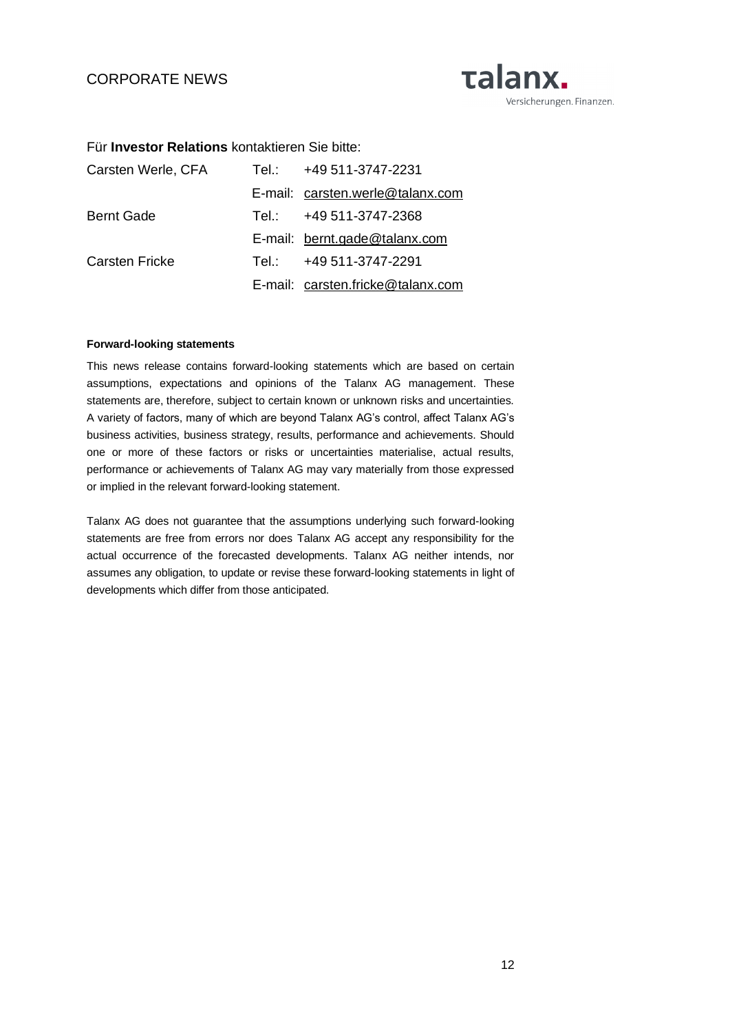Für **Investor Relations** kontaktieren Sie bitte:

| | | |
|---|---|---|
| Carsten Werle, CFA | Tel.: | +49 511-3747-2231 |
| | E-mail: | carsten.werle@talanx.com |
| Bernt Gade | Tel.: | +49 511-3747-2368 |
| | E-mail: | bernt.gade@talanx.com |
| Carsten Fricke | Tel.: | +49 511-3747-2291 |
| | E-mail: | carsten.fricke@talanx.com |

**Forward-looking statements**

This news release contains forward-looking statements which are based on certain assumptions, expectations and opinions of the Talanx AG management. These statements are, therefore, subject to certain known or unknown risks and uncertainties. A variety of factors, many of which are beyond Talanx AG's control, affect Talanx AG's business activities, business strategy, results, performance and achievements. Should one or more of these factors or risks or uncertainties materialise, actual results, performance or achievements of Talanx AG may vary materially from those expressed or implied in the relevant forward-looking statement.

Talanx AG does not guarantee that the assumptions underlying such forward-looking statements are free from errors nor does Talanx AG accept any responsibility for the actual occurrence of the forecasted developments. Talanx AG neither intends, nor assumes any obligation, to update or revise these forward-looking statements in light of developments which differ from those anticipated.